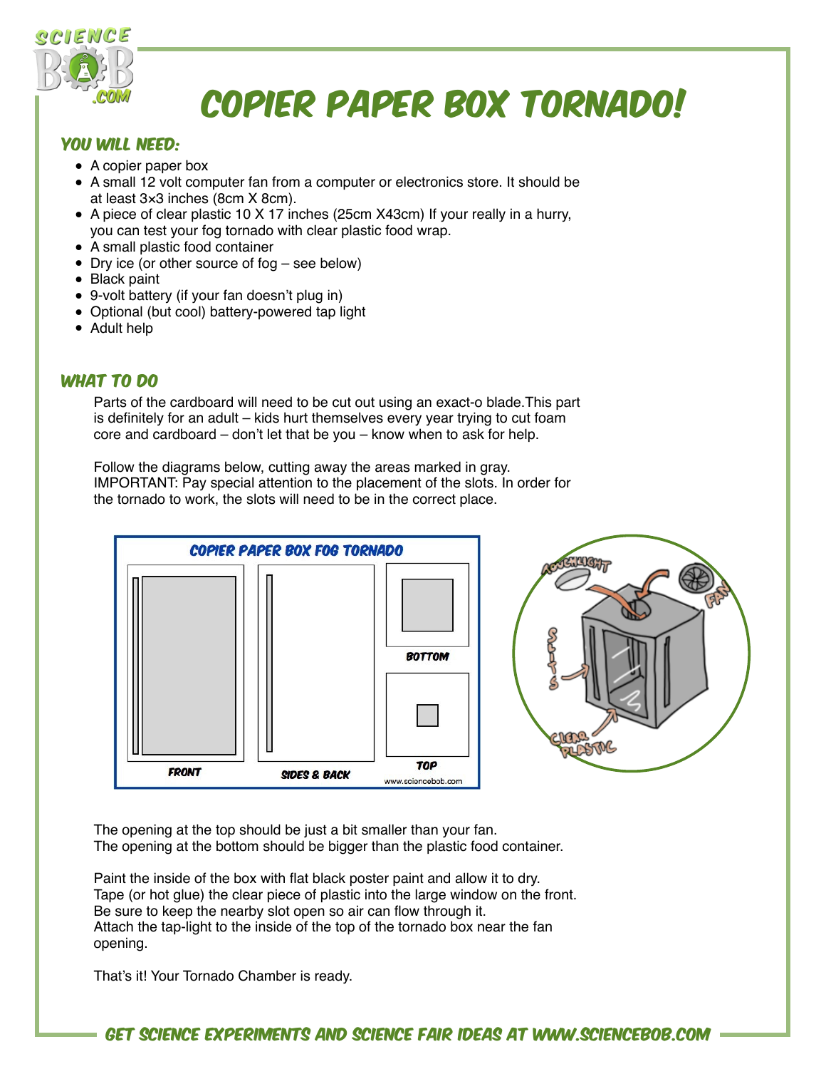# COPIER PAPER BOX TORNADO!

## YOU WILL NEED:

- A copier paper box
- A small 12 volt computer fan from a computer or electronics store. It should be at least 3×3 inches (8cm X 8cm).
- A piece of clear plastic 10 X 17 inches (25cm X43cm) If your really in a hurry, you can test your fog tornado with clear plastic food wrap.
- A small plastic food container
- Dry ice (or other source of fog – see below)
- Black paint
- 9-volt battery (if your fan doesn't plug in)
- Optional (but cool) battery-powered tap light
- Adult help

## WHAT TO DO

Parts of the cardboard will need to be cut out using an exact-o blade.This part is definitely for an adult – kids hurt themselves every year trying to cut foam core and cardboard – don't let that be you – know when to ask for help.

Follow the diagrams below, cutting away the areas marked in gray. IMPORTANT: Pay special attention to the placement of the slots. In order for the tornado to work, the slots will need to be in the correct place.

COPIER PAPER BOX FOG TORNADO

FRONT — SIDES & BACK — BOTTOM — TOP

www.sciencebob.com

TOUCHLIGHT — FAN — SLOTS — CLEAR PLASTIC

The opening at the top should be just a bit smaller than your fan.
The opening at the bottom should be bigger than the plastic food container.

Paint the inside of the box with flat black poster paint and allow it to dry.
Tape (or hot glue) the clear piece of plastic into the large window on the front.
Be sure to keep the nearby slot open so air can flow through it.
Attach the tap-light to the inside of the top of the tornado box near the fan opening.

That's it! Your Tornado Chamber is ready.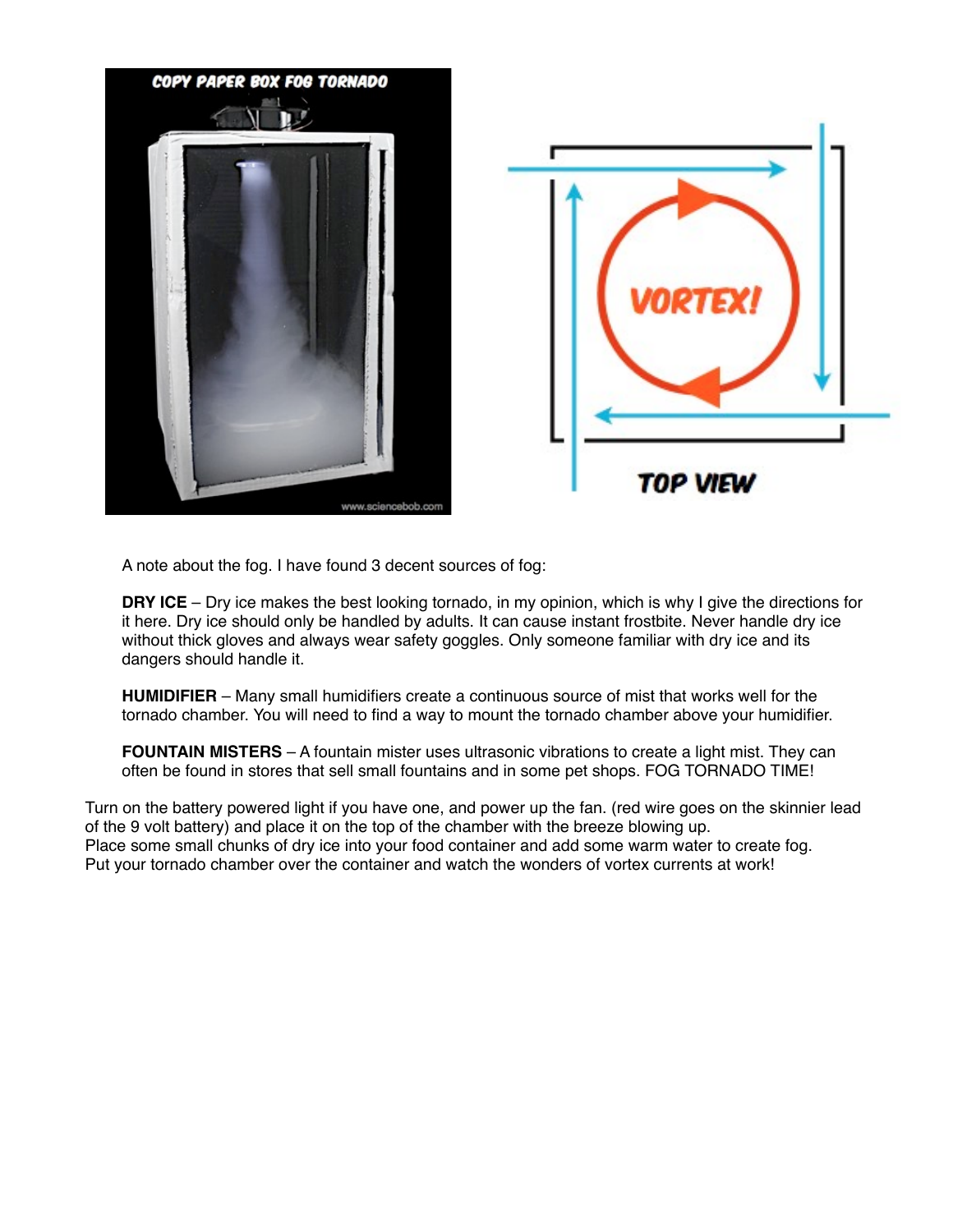A note about the fog. I have found 3 decent sources of fog:

**DRY ICE** – Dry ice makes the best looking tornado, in my opinion, which is why I give the directions for it here. Dry ice should only be handled by adults. It can cause instant frostbite. Never handle dry ice without thick gloves and always wear safety goggles. Only someone familiar with dry ice and its dangers should handle it.

**HUMIDIFIER** – Many small humidifiers create a continuous source of mist that works well for the tornado chamber. You will need to find a way to mount the tornado chamber above your humidifier.

**FOUNTAIN MISTERS** – A fountain mister uses ultrasonic vibrations to create a light mist. They can often be found in stores that sell small fountains and in some pet shops. FOG TORNADO TIME!

Turn on the battery powered light if you have one, and power up the fan. (red wire goes on the skinnier lead of the 9 volt battery) and place it on the top of the chamber with the breeze blowing up.
Place some small chunks of dry ice into your food container and add some warm water to create fog.
Put your tornado chamber over the container and watch the wonders of vortex currents at work!